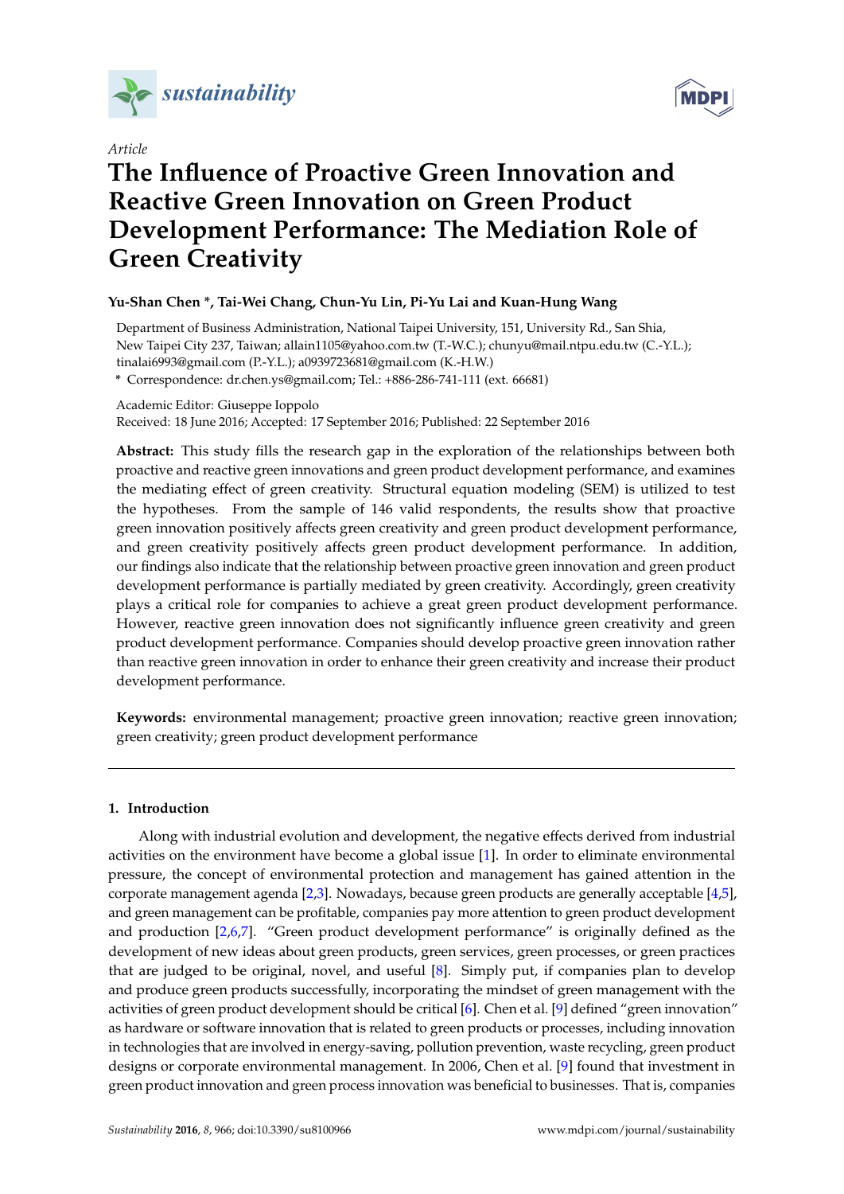*sustainability*

Article

# The Influence of Proactive Green Innovation and Reactive Green Innovation on Green Product Development Performance: The Mediation Role of Green Creativity

**Yu-Shan Chen \*, Tai-Wei Chang, Chun-Yu Lin, Pi-Yu Lai and Kuan-Hung Wang**

Department of Business Administration, National Taipei University, 151, University Rd., San Shia, New Taipei City 237, Taiwan; allain1105@yahoo.com.tw (T.-W.C.); chunyu@mail.ntpu.edu.tw (C.-Y.L.); tinalai6993@gmail.com (P.-Y.L.); a0939723681@gmail.com (K.-H.W.)

\* Correspondence: dr.chen.ys@gmail.com; Tel.: +886-286-741-111 (ext. 66681)

Academic Editor: Giuseppe Ioppolo

Received: 18 June 2016; Accepted: 17 September 2016; Published: 22 September 2016

**Abstract:** This study fills the research gap in the exploration of the relationships between both proactive and reactive green innovations and green product development performance, and examines the mediating effect of green creativity. Structural equation modeling (SEM) is utilized to test the hypotheses. From the sample of 146 valid respondents, the results show that proactive green innovation positively affects green creativity and green product development performance, and green creativity positively affects green product development performance. In addition, our findings also indicate that the relationship between proactive green innovation and green product development performance is partially mediated by green creativity. Accordingly, green creativity plays a critical role for companies to achieve a great green product development performance. However, reactive green innovation does not significantly influence green creativity and green product development performance. Companies should develop proactive green innovation rather than reactive green innovation in order to enhance their green creativity and increase their product development performance.

**Keywords:** environmental management; proactive green innovation; reactive green innovation; green creativity; green product development performance

## 1. Introduction

Along with industrial evolution and development, the negative effects derived from industrial activities on the environment have become a global issue [1]. In order to eliminate environmental pressure, the concept of environmental protection and management has gained attention in the corporate management agenda [2,3]. Nowadays, because green products are generally acceptable [4,5], and green management can be profitable, companies pay more attention to green product development and production [2,6,7]. "Green product development performance" is originally defined as the development of new ideas about green products, green services, green processes, or green practices that are judged to be original, novel, and useful [8]. Simply put, if companies plan to develop and produce green products successfully, incorporating the mindset of green management with the activities of green product development should be critical [6]. Chen et al. [9] defined "green innovation" as hardware or software innovation that is related to green products or processes, including innovation in technologies that are involved in energy-saving, pollution prevention, waste recycling, green product designs or corporate environmental management. In 2006, Chen et al. [9] found that investment in green product innovation and green process innovation was beneficial to businesses. That is, companies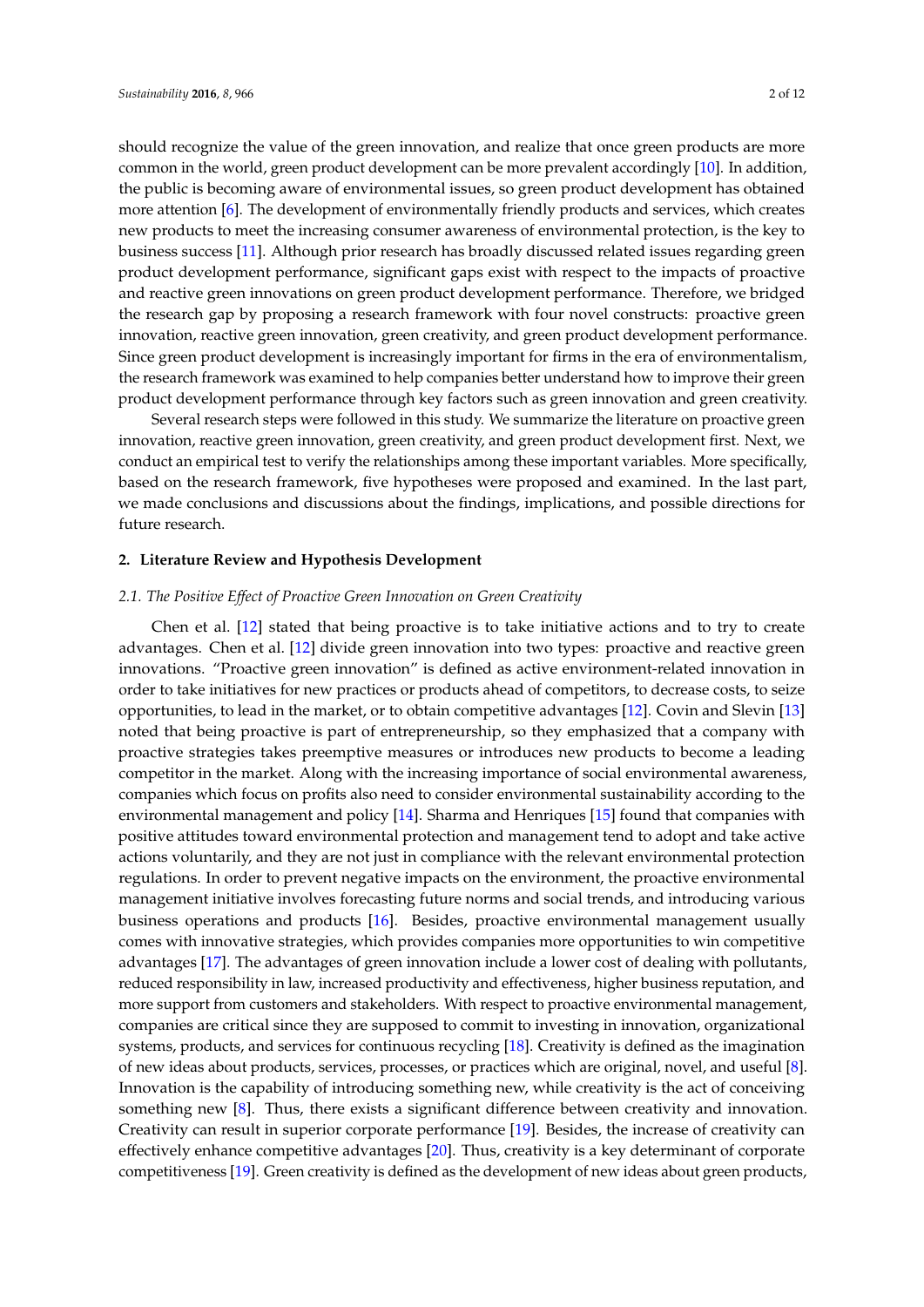should recognize the value of the green innovation, and realize that once green products are more common in the world, green product development can be more prevalent accordingly [10]. In addition, the public is becoming aware of environmental issues, so green product development has obtained more attention [6]. The development of environmentally friendly products and services, which creates new products to meet the increasing consumer awareness of environmental protection, is the key to business success [11]. Although prior research has broadly discussed related issues regarding green product development performance, significant gaps exist with respect to the impacts of proactive and reactive green innovations on green product development performance. Therefore, we bridged the research gap by proposing a research framework with four novel constructs: proactive green innovation, reactive green innovation, green creativity, and green product development performance. Since green product development is increasingly important for firms in the era of environmentalism, the research framework was examined to help companies better understand how to improve their green product development performance through key factors such as green innovation and green creativity.

Several research steps were followed in this study. We summarize the literature on proactive green innovation, reactive green innovation, green creativity, and green product development first. Next, we conduct an empirical test to verify the relationships among these important variables. More specifically, based on the research framework, five hypotheses were proposed and examined. In the last part, we made conclusions and discussions about the findings, implications, and possible directions for future research.

## 2. Literature Review and Hypothesis Development

### 2.1. The Positive Effect of Proactive Green Innovation on Green Creativity

Chen et al. [12] stated that being proactive is to take initiative actions and to try to create advantages. Chen et al. [12] divide green innovation into two types: proactive and reactive green innovations. "Proactive green innovation" is defined as active environment-related innovation in order to take initiatives for new practices or products ahead of competitors, to decrease costs, to seize opportunities, to lead in the market, or to obtain competitive advantages [12]. Covin and Slevin [13] noted that being proactive is part of entrepreneurship, so they emphasized that a company with proactive strategies takes preemptive measures or introduces new products to become a leading competitor in the market. Along with the increasing importance of social environmental awareness, companies which focus on profits also need to consider environmental sustainability according to the environmental management and policy [14]. Sharma and Henriques [15] found that companies with positive attitudes toward environmental protection and management tend to adopt and take active actions voluntarily, and they are not just in compliance with the relevant environmental protection regulations. In order to prevent negative impacts on the environment, the proactive environmental management initiative involves forecasting future norms and social trends, and introducing various business operations and products [16]. Besides, proactive environmental management usually comes with innovative strategies, which provides companies more opportunities to win competitive advantages [17]. The advantages of green innovation include a lower cost of dealing with pollutants, reduced responsibility in law, increased productivity and effectiveness, higher business reputation, and more support from customers and stakeholders. With respect to proactive environmental management, companies are critical since they are supposed to commit to investing in innovation, organizational systems, products, and services for continuous recycling [18]. Creativity is defined as the imagination of new ideas about products, services, processes, or practices which are original, novel, and useful [8]. Innovation is the capability of introducing something new, while creativity is the act of conceiving something new [8]. Thus, there exists a significant difference between creativity and innovation. Creativity can result in superior corporate performance [19]. Besides, the increase of creativity can effectively enhance competitive advantages [20]. Thus, creativity is a key determinant of corporate competitiveness [19]. Green creativity is defined as the development of new ideas about green products,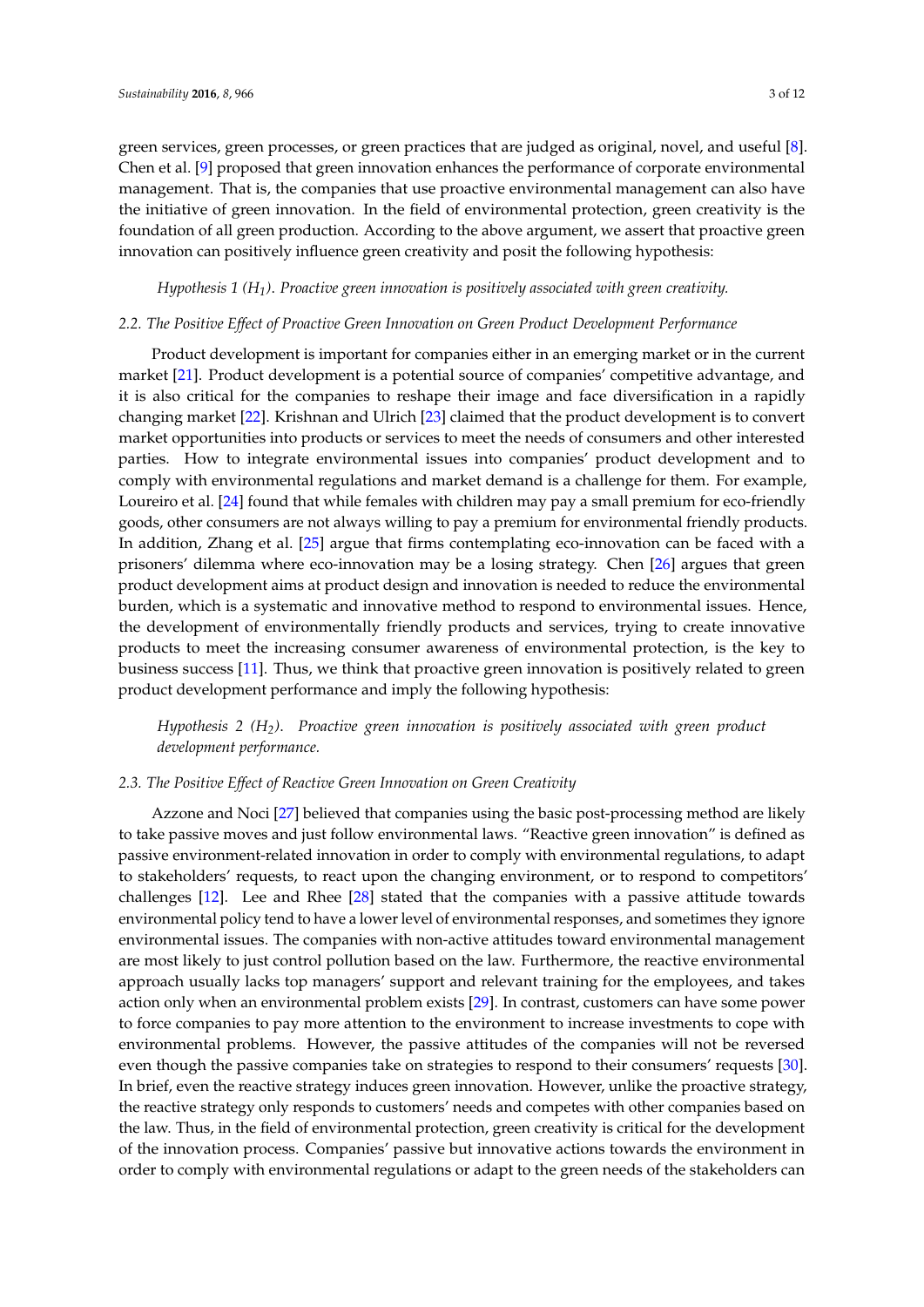green services, green processes, or green practices that are judged as original, novel, and useful [8]. Chen et al. [9] proposed that green innovation enhances the performance of corporate environmental management. That is, the companies that use proactive environmental management can also have the initiative of green innovation. In the field of environmental protection, green creativity is the foundation of all green production. According to the above argument, we assert that proactive green innovation can positively influence green creativity and posit the following hypothesis:

*Hypothesis 1 ($H_1$). Proactive green innovation is positively associated with green creativity.*

### 2.2. The Positive Effect of Proactive Green Innovation on Green Product Development Performance

Product development is important for companies either in an emerging market or in the current market [21]. Product development is a potential source of companies' competitive advantage, and it is also critical for the companies to reshape their image and face diversification in a rapidly changing market [22]. Krishnan and Ulrich [23] claimed that the product development is to convert market opportunities into products or services to meet the needs of consumers and other interested parties. How to integrate environmental issues into companies' product development and to comply with environmental regulations and market demand is a challenge for them. For example, Loureiro et al. [24] found that while females with children may pay a small premium for eco-friendly goods, other consumers are not always willing to pay a premium for environmental friendly products. In addition, Zhang et al. [25] argue that firms contemplating eco-innovation can be faced with a prisoners' dilemma where eco-innovation may be a losing strategy. Chen [26] argues that green product development aims at product design and innovation is needed to reduce the environmental burden, which is a systematic and innovative method to respond to environmental issues. Hence, the development of environmentally friendly products and services, trying to create innovative products to meet the increasing consumer awareness of environmental protection, is the key to business success [11]. Thus, we think that proactive green innovation is positively related to green product development performance and imply the following hypothesis:

*Hypothesis 2 ($H_2$). Proactive green innovation is positively associated with green product development performance.*

### 2.3. The Positive Effect of Reactive Green Innovation on Green Creativity

Azzone and Noci [27] believed that companies using the basic post-processing method are likely to take passive moves and just follow environmental laws. "Reactive green innovation" is defined as passive environment-related innovation in order to comply with environmental regulations, to adapt to stakeholders' requests, to react upon the changing environment, or to respond to competitors' challenges [12]. Lee and Rhee [28] stated that the companies with a passive attitude towards environmental policy tend to have a lower level of environmental responses, and sometimes they ignore environmental issues. The companies with non-active attitudes toward environmental management are most likely to just control pollution based on the law. Furthermore, the reactive environmental approach usually lacks top managers' support and relevant training for the employees, and takes action only when an environmental problem exists [29]. In contrast, customers can have some power to force companies to pay more attention to the environment to increase investments to cope with environmental problems. However, the passive attitudes of the companies will not be reversed even though the passive companies take on strategies to respond to their consumers' requests [30]. In brief, even the reactive strategy induces green innovation. However, unlike the proactive strategy, the reactive strategy only responds to customers' needs and competes with other companies based on the law. Thus, in the field of environmental protection, green creativity is critical for the development of the innovation process. Companies' passive but innovative actions towards the environment in order to comply with environmental regulations or adapt to the green needs of the stakeholders can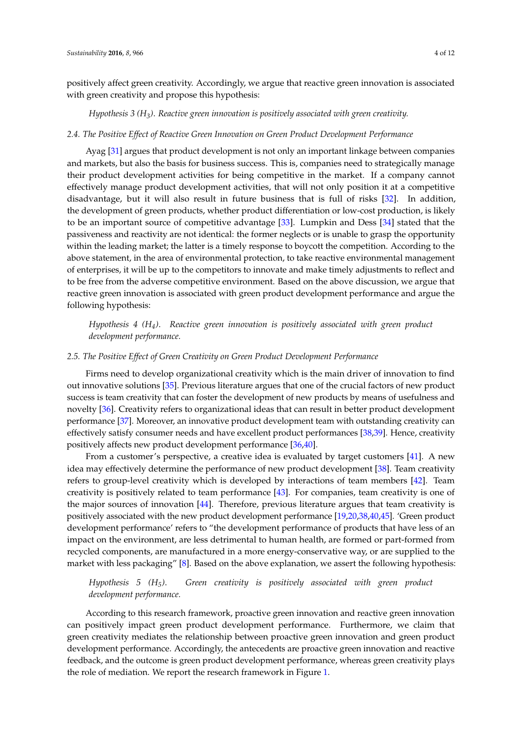positively affect green creativity. Accordingly, we argue that reactive green innovation is associated with green creativity and propose this hypothesis:

*Hypothesis 3 ($H_3$). Reactive green innovation is positively associated with green creativity.*

### 2.4. The Positive Effect of Reactive Green Innovation on Green Product Development Performance

Ayag [31] argues that product development is not only an important linkage between companies and markets, but also the basis for business success. This is, companies need to strategically manage their product development activities for being competitive in the market. If a company cannot effectively manage product development activities, that will not only position it at a competitive disadvantage, but it will also result in future business that is full of risks [32]. In addition, the development of green products, whether product differentiation or low-cost production, is likely to be an important source of competitive advantage [33]. Lumpkin and Dess [34] stated that the passiveness and reactivity are not identical: the former neglects or is unable to grasp the opportunity within the leading market; the latter is a timely response to boycott the competition. According to the above statement, in the area of environmental protection, to take reactive environmental management of enterprises, it will be up to the competitors to innovate and make timely adjustments to reflect and to be free from the adverse competitive environment. Based on the above discussion, we argue that reactive green innovation is associated with green product development performance and argue the following hypothesis:

*Hypothesis 4 ($H_4$). Reactive green innovation is positively associated with green product development performance.*

### 2.5. The Positive Effect of Green Creativity on Green Product Development Performance

Firms need to develop organizational creativity which is the main driver of innovation to find out innovative solutions [35]. Previous literature argues that one of the crucial factors of new product success is team creativity that can foster the development of new products by means of usefulness and novelty [36]. Creativity refers to organizational ideas that can result in better product development performance [37]. Moreover, an innovative product development team with outstanding creativity can effectively satisfy consumer needs and have excellent product performances [38,39]. Hence, creativity positively affects new product development performance [36,40].

From a customer's perspective, a creative idea is evaluated by target customers [41]. A new idea may effectively determine the performance of new product development [38]. Team creativity refers to group-level creativity which is developed by interactions of team members [42]. Team creativity is positively related to team performance [43]. For companies, team creativity is one of the major sources of innovation [44]. Therefore, previous literature argues that team creativity is positively associated with the new product development performance [19,20,38,40,45]. 'Green product development performance' refers to "the development performance of products that have less of an impact on the environment, are less detrimental to human health, are formed or part-formed from recycled components, are manufactured in a more energy-conservative way, or are supplied to the market with less packaging" [8]. Based on the above explanation, we assert the following hypothesis:

*Hypothesis 5 ($H_5$). Green creativity is positively associated with green product development performance.*

According to this research framework, proactive green innovation and reactive green innovation can positively impact green product development performance. Furthermore, we claim that green creativity mediates the relationship between proactive green innovation and green product development performance. Accordingly, the antecedents are proactive green innovation and reactive feedback, and the outcome is green product development performance, whereas green creativity plays the role of mediation. We report the research framework in Figure 1.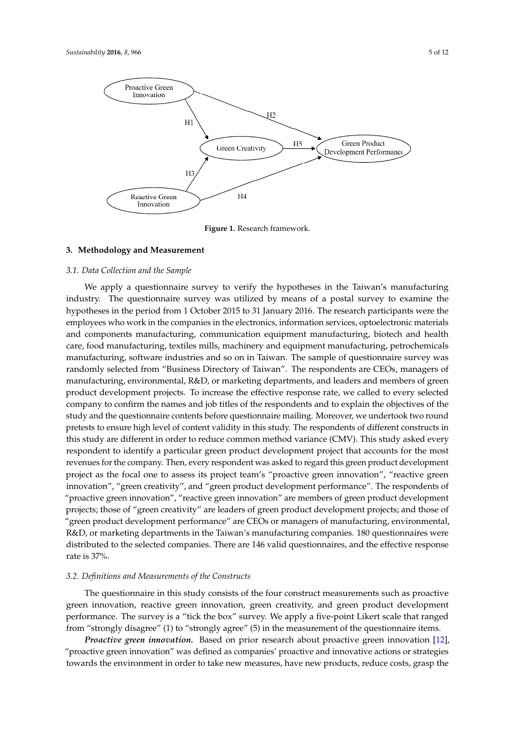Figure 1. Research framework.

## 3. Methodology and Measurement

### 3.1. Data Collection and the Sample

We apply a questionnaire survey to verify the hypotheses in the Taiwan's manufacturing industry. The questionnaire survey was utilized by means of a postal survey to examine the hypotheses in the period from 1 October 2015 to 31 January 2016. The research participants were the employees who work in the companies in the electronics, information services, optoelectronic materials and components manufacturing, communication equipment manufacturing, biotech and health care, food manufacturing, textiles mills, machinery and equipment manufacturing, petrochemicals manufacturing, software industries and so on in Taiwan. The sample of questionnaire survey was randomly selected from "Business Directory of Taiwan". The respondents are CEOs, managers of manufacturing, environmental, R&D, or marketing departments, and leaders and members of green product development projects. To increase the effective response rate, we called to every selected company to confirm the names and job titles of the respondents and to explain the objectives of the study and the questionnaire contents before questionnaire mailing. Moreover, we undertook two round pretests to ensure high level of content validity in this study. The respondents of different constructs in this study are different in order to reduce common method variance (CMV). This study asked every respondent to identify a particular green product development project that accounts for the most revenues for the company. Then, every respondent was asked to regard this green product development project as the focal one to assess its project team's "proactive green innovation", "reactive green innovation", "green creativity", and "green product development performance". The respondents of "proactive green innovation", "reactive green innovation" are members of green product development projects; those of "green creativity" are leaders of green product development projects; and those of "green product development performance" are CEOs or managers of manufacturing, environmental, R&D, or marketing departments in the Taiwan's manufacturing companies. 180 questionnaires were distributed to the selected companies. There are 146 valid questionnaires, and the effective response rate is 37%.

### 3.2. Definitions and Measurements of the Constructs

The questionnaire in this study consists of the four construct measurements such as proactive green innovation, reactive green innovation, green creativity, and green product development performance. The survey is a "tick the box" survey. We apply a five-point Likert scale that ranged from "strongly disagree" (1) to "strongly agree" (5) in the measurement of the questionnaire items.

***Proactive green innovation.*** Based on prior research about proactive green innovation [12], "proactive green innovation" was defined as companies' proactive and innovative actions or strategies towards the environment in order to take new measures, have new products, reduce costs, grasp the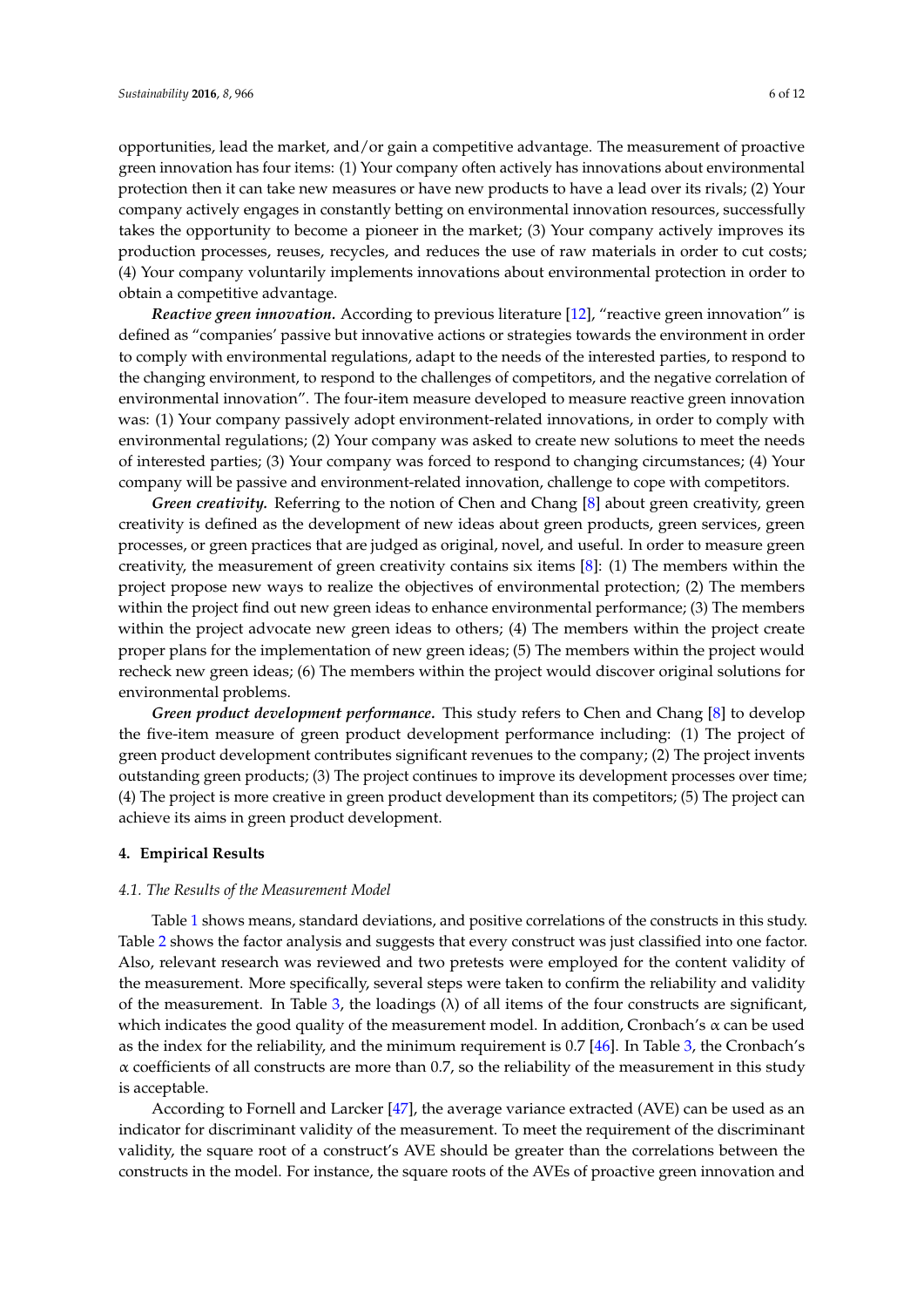opportunities, lead the market, and/or gain a competitive advantage. The measurement of proactive green innovation has four items: (1) Your company often actively has innovations about environmental protection then it can take new measures or have new products to have a lead over its rivals; (2) Your company actively engages in constantly betting on environmental innovation resources, successfully takes the opportunity to become a pioneer in the market; (3) Your company actively improves its production processes, reuses, recycles, and reduces the use of raw materials in order to cut costs; (4) Your company voluntarily implements innovations about environmental protection in order to obtain a competitive advantage.

***Reactive green innovation.*** According to previous literature [12], "reactive green innovation" is defined as "companies' passive but innovative actions or strategies towards the environment in order to comply with environmental regulations, adapt to the needs of the interested parties, to respond to the changing environment, to respond to the challenges of competitors, and the negative correlation of environmental innovation". The four-item measure developed to measure reactive green innovation was: (1) Your company passively adopt environment-related innovations, in order to comply with environmental regulations; (2) Your company was asked to create new solutions to meet the needs of interested parties; (3) Your company was forced to respond to changing circumstances; (4) Your company will be passive and environment-related innovation, challenge to cope with competitors.

***Green creativity.*** Referring to the notion of Chen and Chang [8] about green creativity, green creativity is defined as the development of new ideas about green products, green services, green processes, or green practices that are judged as original, novel, and useful. In order to measure green creativity, the measurement of green creativity contains six items [8]: (1) The members within the project propose new ways to realize the objectives of environmental protection; (2) The members within the project find out new green ideas to enhance environmental performance; (3) The members within the project advocate new green ideas to others; (4) The members within the project create proper plans for the implementation of new green ideas; (5) The members within the project would recheck new green ideas; (6) The members within the project would discover original solutions for environmental problems.

***Green product development performance.*** This study refers to Chen and Chang [8] to develop the five-item measure of green product development performance including: (1) The project of green product development contributes significant revenues to the company; (2) The project invents outstanding green products; (3) The project continues to improve its development processes over time; (4) The project is more creative in green product development than its competitors; (5) The project can achieve its aims in green product development.

## 4. Empirical Results

### *4.1. The Results of the Measurement Model*

Table 1 shows means, standard deviations, and positive correlations of the constructs in this study. Table 2 shows the factor analysis and suggests that every construct was just classified into one factor. Also, relevant research was reviewed and two pretests were employed for the content validity of the measurement. More specifically, several steps were taken to confirm the reliability and validity of the measurement. In Table 3, the loadings ($\lambda$) of all items of the four constructs are significant, which indicates the good quality of the measurement model. In addition, Cronbach's $\alpha$ can be used as the index for the reliability, and the minimum requirement is 0.7 [46]. In Table 3, the Cronbach's $\alpha$ coefficients of all constructs are more than 0.7, so the reliability of the measurement in this study is acceptable.

According to Fornell and Larcker [47], the average variance extracted (AVE) can be used as an indicator for discriminant validity of the measurement. To meet the requirement of the discriminant validity, the square root of a construct's AVE should be greater than the correlations between the constructs in the model. For instance, the square roots of the AVEs of proactive green innovation and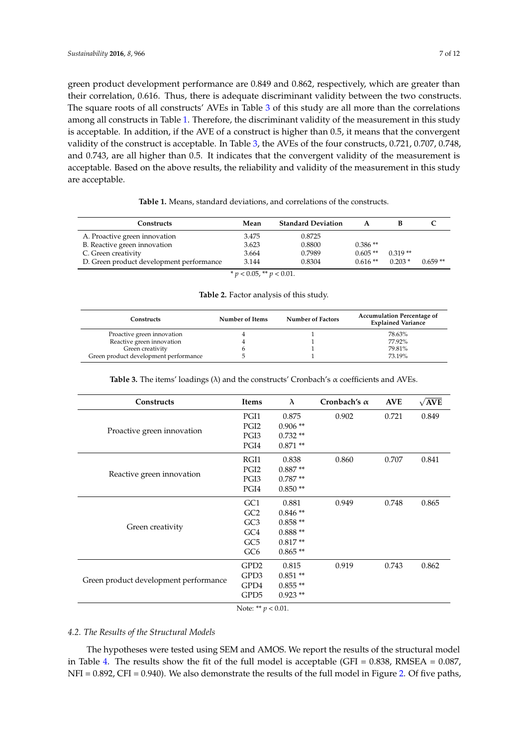green product development performance are 0.849 and 0.862, respectively, which are greater than their correlation, 0.616. Thus, there is adequate discriminant validity between the two constructs. The square roots of all constructs' AVEs in Table 3 of this study are all more than the correlations among all constructs in Table 1. Therefore, the discriminant validity of the measurement in this study is acceptable. In addition, if the AVE of a construct is higher than 0.5, it means that the convergent validity of the construct is acceptable. In Table 3, the AVEs of the four constructs, 0.721, 0.707, 0.748, and 0.743, are all higher than 0.5. It indicates that the convergent validity of the measurement is acceptable. Based on the above results, the reliability and validity of the measurement in this study are acceptable.

**Table 1.** Means, standard deviations, and correlations of the constructs.

| Constructs | Mean | Standard Deviation | A | B | C |
|---|---|---|---|---|---|
| A. Proactive green innovation | 3.475 | 0.8725 | | | |
| B. Reactive green innovation | 3.623 | 0.8800 | 0.386 ** | | |
| C. Green creativity | 3.664 | 0.7989 | 0.605 ** | 0.319 ** | |
| D. Green product development performance | 3.144 | 0.8304 | 0.616 ** | 0.203 * | 0.659 ** |

* $p < 0.05$, ** $p < 0.01$.

**Table 2.** Factor analysis of this study.

| Constructs | Number of Items | Number of Factors | Accumulation Percentage of Explained Variance |
|---|---|---|---|
| Proactive green innovation | 4 | 1 | 78.63% |
| Reactive green innovation | 4 | 1 | 77.92% |
| Green creativity | 6 | 1 | 79.81% |
| Green product development performance | 5 | 1 | 73.19% |

**Table 3.** The items' loadings (λ) and the constructs' Cronbach's α coefficients and AVEs.

| Constructs | Items | λ | Cronbach's α | AVE | $\sqrt{\text{AVE}}$ |
|---|---|---|---|---|---|
| Proactive green innovation | PGI1 | 0.875 | 0.902 | 0.721 | 0.849 |
| | PGI2 | 0.906 ** | | | |
| | PGI3 | 0.732 ** | | | |
| | PGI4 | 0.871 ** | | | |
| Reactive green innovation | RGI1 | 0.838 | 0.860 | 0.707 | 0.841 |
| | PGI2 | 0.887 ** | | | |
| | PGI3 | 0.787 ** | | | |
| | PGI4 | 0.850 ** | | | |
| Green creativity | GC1 | 0.881 | 0.949 | 0.748 | 0.865 |
| | GC2 | 0.846 ** | | | |
| | GC3 | 0.858 ** | | | |
| | GC4 | 0.888 ** | | | |
| | GC5 | 0.817 ** | | | |
| | GC6 | 0.865 ** | | | |
| Green product development performance | GPD2 | 0.815 | 0.919 | 0.743 | 0.862 |
| | GPD3 | 0.851 ** | | | |
| | GPD4 | 0.855 ** | | | |
| | GPD5 | 0.923 ** | | | |

Note: ** $p < 0.01$.

### 4.2. The Results of the Structural Models

The hypotheses were tested using SEM and AMOS. We report the results of the structural model in Table 4. The results show the fit of the full model is acceptable (GFI = 0.838, RMSEA = 0.087, NFI = 0.892, CFI = 0.940). We also demonstrate the results of the full model in Figure 2. Of five paths,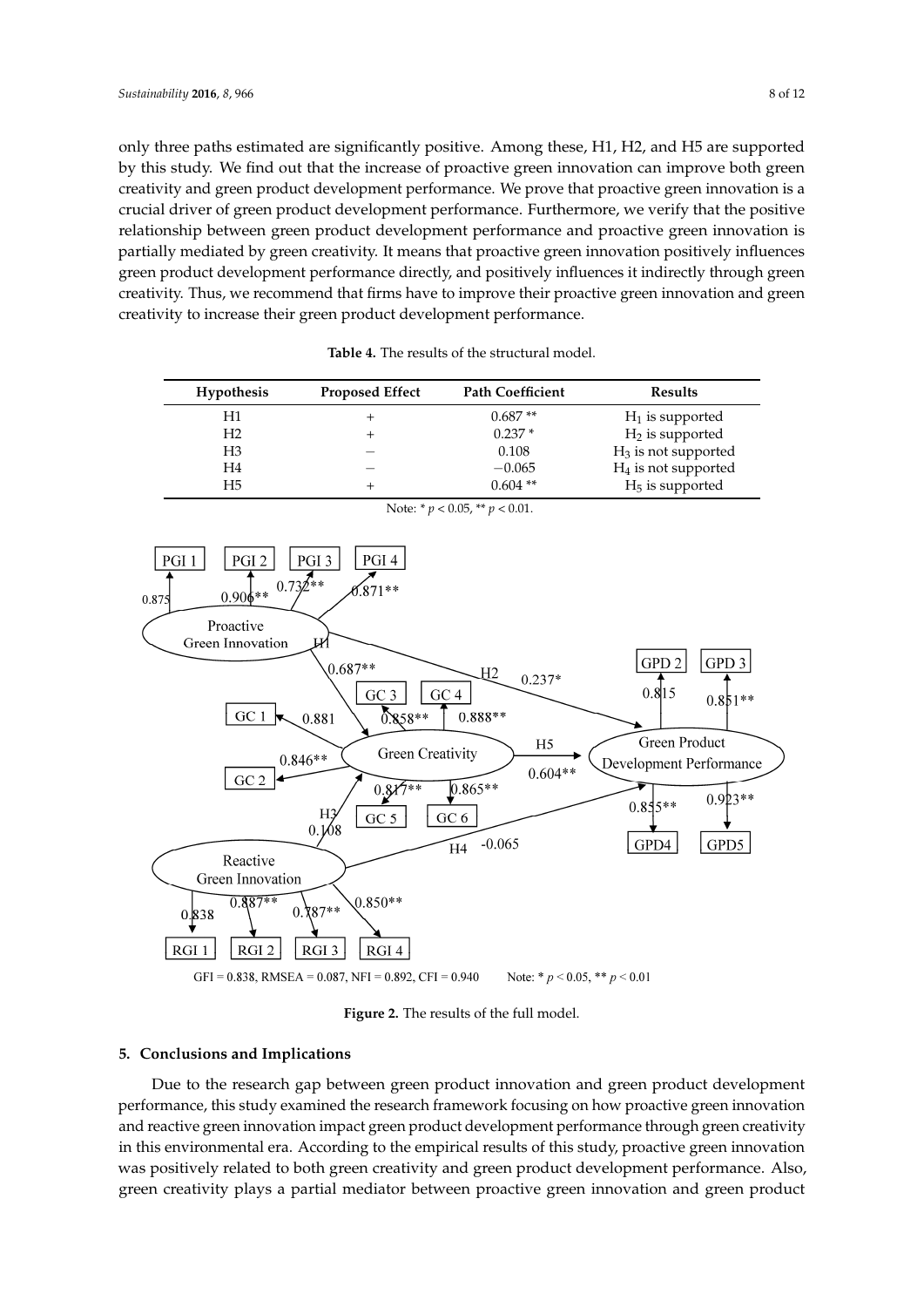only three paths estimated are significantly positive. Among these, H1, H2, and H5 are supported by this study. We find out that the increase of proactive green innovation can improve both green creativity and green product development performance. We prove that proactive green innovation is a crucial driver of green product development performance. Furthermore, we verify that the positive relationship between green product development performance and proactive green innovation is partially mediated by green creativity. It means that proactive green innovation positively influences green product development performance directly, and positively influences it indirectly through green creativity. Thus, we recommend that firms have to improve their proactive green innovation and green creativity to increase their green product development performance.

**Table 4.** The results of the structural model.

| Hypothesis | Proposed Effect | Path Coefficient | Results |
|---|---|---|---|
| H1 | + | 0.687 ** | $H_1$ is supported |
| H2 | + | 0.237 * | $H_2$ is supported |
| H3 | − | 0.108 | $H_3$ is not supported |
| H4 | − | −0.065 | $H_4$ is not supported |
| H5 | + | 0.604 ** | $H_5$ is supported |

Note: * $p < 0.05$, ** $p < 0.01$.

GFI = 0.838, RMSEA = 0.087, NFI = 0.892, CFI = 0.940 Note: * $p < 0.05$, ** $p < 0.01$

**Figure 2.** The results of the full model.

## 5. Conclusions and Implications

Due to the research gap between green product innovation and green product development performance, this study examined the research framework focusing on how proactive green innovation and reactive green innovation impact green product development performance through green creativity in this environmental era. According to the empirical results of this study, proactive green innovation was positively related to both green creativity and green product development performance. Also, green creativity plays a partial mediator between proactive green innovation and green product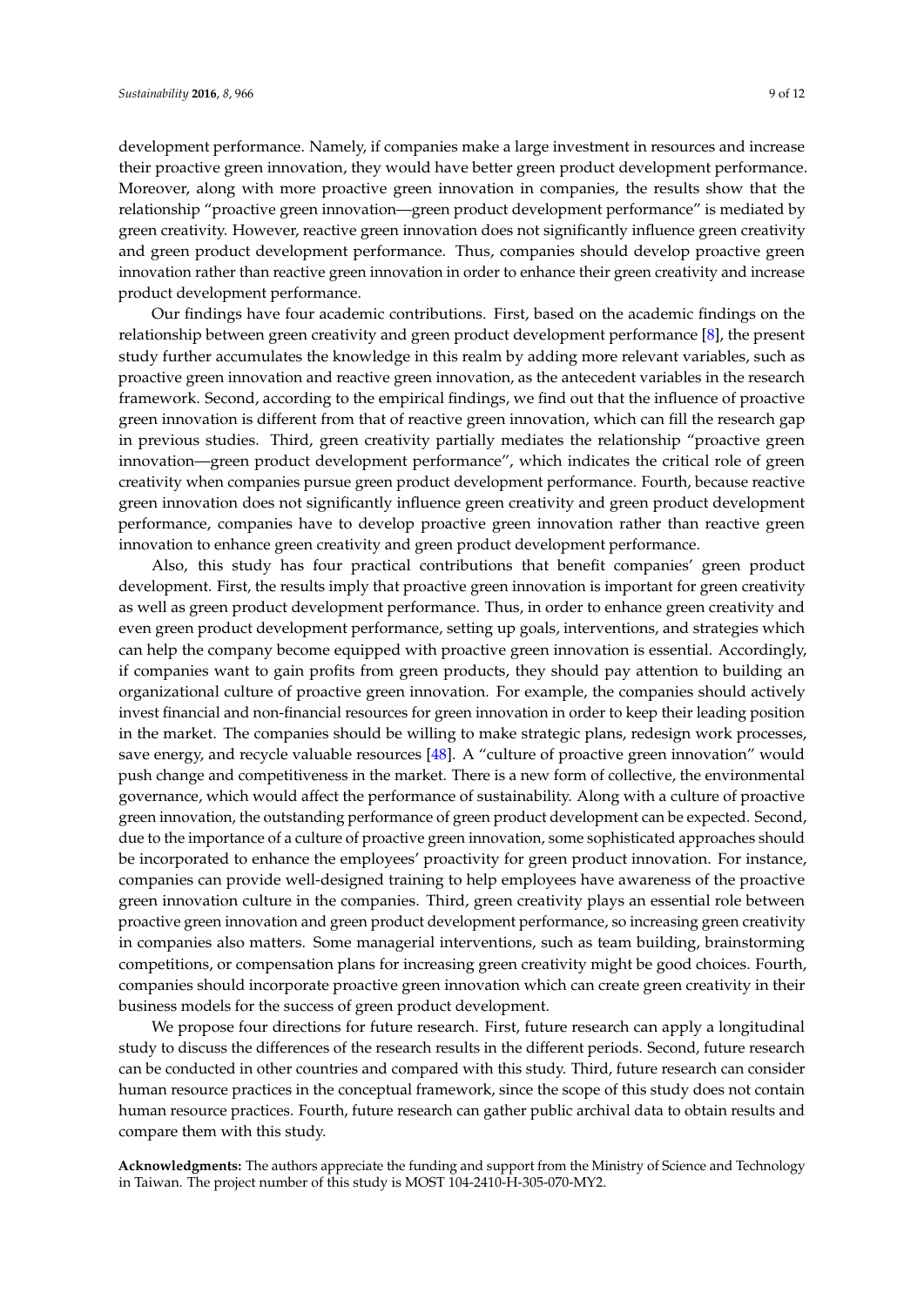development performance. Namely, if companies make a large investment in resources and increase their proactive green innovation, they would have better green product development performance. Moreover, along with more proactive green innovation in companies, the results show that the relationship "proactive green innovation—green product development performance" is mediated by green creativity. However, reactive green innovation does not significantly influence green creativity and green product development performance. Thus, companies should develop proactive green innovation rather than reactive green innovation in order to enhance their green creativity and increase product development performance.

Our findings have four academic contributions. First, based on the academic findings on the relationship between green creativity and green product development performance [8], the present study further accumulates the knowledge in this realm by adding more relevant variables, such as proactive green innovation and reactive green innovation, as the antecedent variables in the research framework. Second, according to the empirical findings, we find out that the influence of proactive green innovation is different from that of reactive green innovation, which can fill the research gap in previous studies. Third, green creativity partially mediates the relationship "proactive green innovation—green product development performance", which indicates the critical role of green creativity when companies pursue green product development performance. Fourth, because reactive green innovation does not significantly influence green creativity and green product development performance, companies have to develop proactive green innovation rather than reactive green innovation to enhance green creativity and green product development performance.

Also, this study has four practical contributions that benefit companies' green product development. First, the results imply that proactive green innovation is important for green creativity as well as green product development performance. Thus, in order to enhance green creativity and even green product development performance, setting up goals, interventions, and strategies which can help the company become equipped with proactive green innovation is essential. Accordingly, if companies want to gain profits from green products, they should pay attention to building an organizational culture of proactive green innovation. For example, the companies should actively invest financial and non-financial resources for green innovation in order to keep their leading position in the market. The companies should be willing to make strategic plans, redesign work processes, save energy, and recycle valuable resources [48]. A "culture of proactive green innovation" would push change and competitiveness in the market. There is a new form of collective, the environmental governance, which would affect the performance of sustainability. Along with a culture of proactive green innovation, the outstanding performance of green product development can be expected. Second, due to the importance of a culture of proactive green innovation, some sophisticated approaches should be incorporated to enhance the employees' proactivity for green product innovation. For instance, companies can provide well-designed training to help employees have awareness of the proactive green innovation culture in the companies. Third, green creativity plays an essential role between proactive green innovation and green product development performance, so increasing green creativity in companies also matters. Some managerial interventions, such as team building, brainstorming competitions, or compensation plans for increasing green creativity might be good choices. Fourth, companies should incorporate proactive green innovation which can create green creativity in their business models for the success of green product development.

We propose four directions for future research. First, future research can apply a longitudinal study to discuss the differences of the research results in the different periods. Second, future research can be conducted in other countries and compared with this study. Third, future research can consider human resource practices in the conceptual framework, since the scope of this study does not contain human resource practices. Fourth, future research can gather public archival data to obtain results and compare them with this study.

**Acknowledgments:** The authors appreciate the funding and support from the Ministry of Science and Technology in Taiwan. The project number of this study is MOST 104-2410-H-305-070-MY2.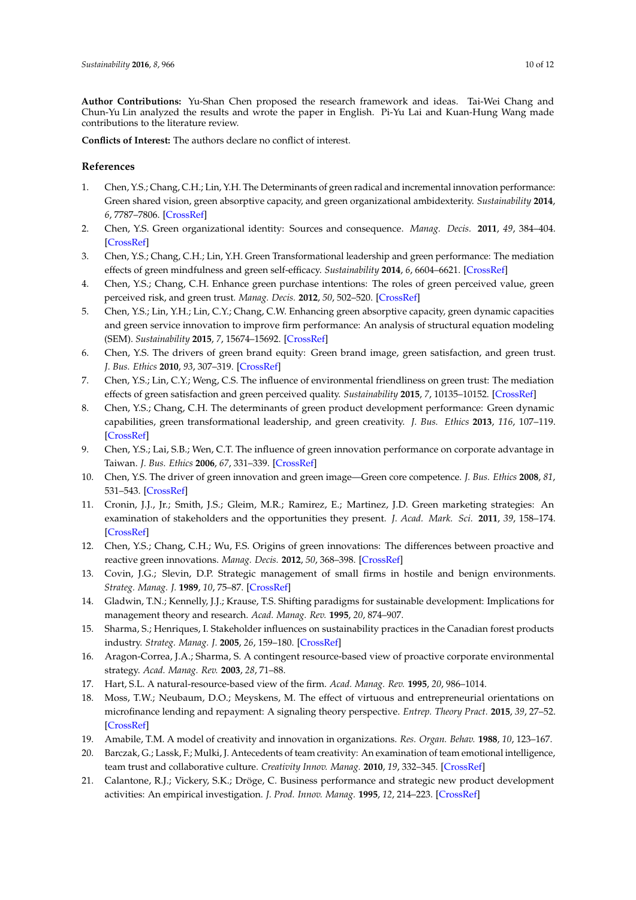**Author Contributions:** Yu-Shan Chen proposed the research framework and ideas. Tai-Wei Chang and Chun-Yu Lin analyzed the results and wrote the paper in English. Pi-Yu Lai and Kuan-Hung Wang made contributions to the literature review.

**Conflicts of Interest:** The authors declare no conflict of interest.

## References

1. Chen, Y.S.; Chang, C.H.; Lin, Y.H. The Determinants of green radical and incremental innovation performance: Green shared vision, green absorptive capacity, and green organizational ambidexterity. *Sustainability* **2014**, *6*, 7787–7806. [CrossRef]
2. Chen, Y.S. Green organizational identity: Sources and consequence. *Manag. Decis.* **2011**, *49*, 384–404. [CrossRef]
3. Chen, Y.S.; Chang, C.H.; Lin, Y.H. Green Transformational leadership and green performance: The mediation effects of green mindfulness and green self-efficacy. *Sustainability* **2014**, *6*, 6604–6621. [CrossRef]
4. Chen, Y.S.; Chang, C.H. Enhance green purchase intentions: The roles of green perceived value, green perceived risk, and green trust. *Manag. Decis.* **2012**, *50*, 502–520. [CrossRef]
5. Chen, Y.S.; Lin, Y.H.; Lin, C.Y.; Chang, C.W. Enhancing green absorptive capacity, green dynamic capacities and green service innovation to improve firm performance: An analysis of structural equation modeling (SEM). *Sustainability* **2015**, *7*, 15674–15692. [CrossRef]
6. Chen, Y.S. The drivers of green brand equity: Green brand image, green satisfaction, and green trust. *J. Bus. Ethics* **2010**, *93*, 307–319. [CrossRef]
7. Chen, Y.S.; Lin, C.Y.; Weng, C.S. The influence of environmental friendliness on green trust: The mediation effects of green satisfaction and green perceived quality. *Sustainability* **2015**, *7*, 10135–10152. [CrossRef]
8. Chen, Y.S.; Chang, C.H. The determinants of green product development performance: Green dynamic capabilities, green transformational leadership, and green creativity. *J. Bus. Ethics* **2013**, *116*, 107–119. [CrossRef]
9. Chen, Y.S.; Lai, S.B.; Wen, C.T. The influence of green innovation performance on corporate advantage in Taiwan. *J. Bus. Ethics* **2006**, *67*, 331–339. [CrossRef]
10. Chen, Y.S. The driver of green innovation and green image—Green core competence. *J. Bus. Ethics* **2008**, *81*, 531–543. [CrossRef]
11. Cronin, J.J., Jr.; Smith, J.S.; Gleim, M.R.; Ramirez, E.; Martinez, J.D. Green marketing strategies: An examination of stakeholders and the opportunities they present. *J. Acad. Mark. Sci.* **2011**, *39*, 158–174. [CrossRef]
12. Chen, Y.S.; Chang, C.H.; Wu, F.S. Origins of green innovations: The differences between proactive and reactive green innovations. *Manag. Decis.* **2012**, *50*, 368–398. [CrossRef]
13. Covin, J.G.; Slevin, D.P. Strategic management of small firms in hostile and benign environments. *Strateg. Manag. J.* **1989**, *10*, 75–87. [CrossRef]
14. Gladwin, T.N.; Kennelly, J.J.; Krause, T.S. Shifting paradigms for sustainable development: Implications for management theory and research. *Acad. Manag. Rev.* **1995**, *20*, 874–907.
15. Sharma, S.; Henriques, I. Stakeholder influences on sustainability practices in the Canadian forest products industry. *Strateg. Manag. J.* **2005**, *26*, 159–180. [CrossRef]
16. Aragon-Correa, J.A.; Sharma, S. A contingent resource-based view of proactive corporate environmental strategy. *Acad. Manag. Rev.* **2003**, *28*, 71–88.
17. Hart, S.L. A natural-resource-based view of the firm. *Acad. Manag. Rev.* **1995**, *20*, 986–1014.
18. Moss, T.W.; Neubaum, D.O.; Meyskens, M. The effect of virtuous and entrepreneurial orientations on microfinance lending and repayment: A signaling theory perspective. *Entrep. Theory Pract.* **2015**, *39*, 27–52. [CrossRef]
19. Amabile, T.M. A model of creativity and innovation in organizations. *Res. Organ. Behav.* **1988**, *10*, 123–167.
20. Barczak, G.; Lassk, F.; Mulki, J. Antecedents of team creativity: An examination of team emotional intelligence, team trust and collaborative culture. *Creativity Innov. Manag.* **2010**, *19*, 332–345. [CrossRef]
21. Calantone, R.J.; Vickery, S.K.; Dröge, C. Business performance and strategic new product development activities: An empirical investigation. *J. Prod. Innov. Manag.* **1995**, *12*, 214–223. [CrossRef]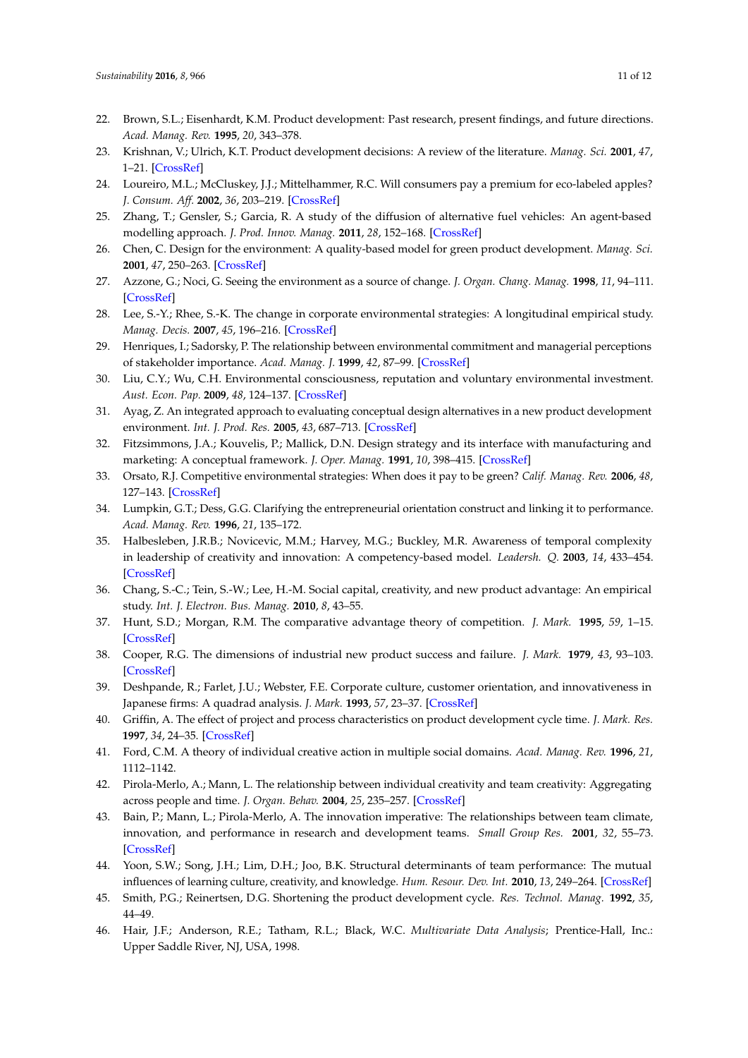22. Brown, S.L.; Eisenhardt, K.M. Product development: Past research, present findings, and future directions. *Acad. Manag. Rev.* **1995**, *20*, 343–378.
23. Krishnan, V.; Ulrich, K.T. Product development decisions: A review of the literature. *Manag. Sci.* **2001**, *47*, 1–21. [CrossRef]
24. Loureiro, M.L.; McCluskey, J.J.; Mittelhammer, R.C. Will consumers pay a premium for eco-labeled apples? *J. Consum. Aff.* **2002**, *36*, 203–219. [CrossRef]
25. Zhang, T.; Gensler, S.; Garcia, R. A study of the diffusion of alternative fuel vehicles: An agent-based modelling approach. *J. Prod. Innov. Manag.* **2011**, *28*, 152–168. [CrossRef]
26. Chen, C. Design for the environment: A quality-based model for green product development. *Manag. Sci.* **2001**, *47*, 250–263. [CrossRef]
27. Azzone, G.; Noci, G. Seeing the environment as a source of change. *J. Organ. Chang. Manag.* **1998**, *11*, 94–111. [CrossRef]
28. Lee, S.-Y.; Rhee, S.-K. The change in corporate environmental strategies: A longitudinal empirical study. *Manag. Decis.* **2007**, *45*, 196–216. [CrossRef]
29. Henriques, I.; Sadorsky, P. The relationship between environmental commitment and managerial perceptions of stakeholder importance. *Acad. Manag. J.* **1999**, *42*, 87–99. [CrossRef]
30. Liu, C.Y.; Wu, C.H. Environmental consciousness, reputation and voluntary environmental investment. *Aust. Econ. Pap.* **2009**, *48*, 124–137. [CrossRef]
31. Ayag, Z. An integrated approach to evaluating conceptual design alternatives in a new product development environment. *Int. J. Prod. Res.* **2005**, *43*, 687–713. [CrossRef]
32. Fitzsimmons, J.A.; Kouvelis, P.; Mallick, D.N. Design strategy and its interface with manufacturing and marketing: A conceptual framework. *J. Oper. Manag.* **1991**, *10*, 398–415. [CrossRef]
33. Orsato, R.J. Competitive environmental strategies: When does it pay to be green? *Calif. Manag. Rev.* **2006**, *48*, 127–143. [CrossRef]
34. Lumpkin, G.T.; Dess, G.G. Clarifying the entrepreneurial orientation construct and linking it to performance. *Acad. Manag. Rev.* **1996**, *21*, 135–172.
35. Halbesleben, J.R.B.; Novicevic, M.M.; Harvey, M.G.; Buckley, M.R. Awareness of temporal complexity in leadership of creativity and innovation: A competency-based model. *Leadersh. Q.* **2003**, *14*, 433–454. [CrossRef]
36. Chang, S.-C.; Tein, S.-W.; Lee, H.-M. Social capital, creativity, and new product advantage: An empirical study. *Int. J. Electron. Bus. Manag.* **2010**, *8*, 43–55.
37. Hunt, S.D.; Morgan, R.M. The comparative advantage theory of competition. *J. Mark.* **1995**, *59*, 1–15. [CrossRef]
38. Cooper, R.G. The dimensions of industrial new product success and failure. *J. Mark.* **1979**, *43*, 93–103. [CrossRef]
39. Deshpande, R.; Farlet, J.U.; Webster, F.E. Corporate culture, customer orientation, and innovativeness in Japanese firms: A quadrad analysis. *J. Mark.* **1993**, *57*, 23–37. [CrossRef]
40. Griffin, A. The effect of project and process characteristics on product development cycle time. *J. Mark. Res.* **1997**, *34*, 24–35. [CrossRef]
41. Ford, C.M. A theory of individual creative action in multiple social domains. *Acad. Manag. Rev.* **1996**, *21*, 1112–1142.
42. Pirola-Merlo, A.; Mann, L. The relationship between individual creativity and team creativity: Aggregating across people and time. *J. Organ. Behav.* **2004**, *25*, 235–257. [CrossRef]
43. Bain, P.; Mann, L.; Pirola-Merlo, A. The innovation imperative: The relationships between team climate, innovation, and performance in research and development teams. *Small Group Res.* **2001**, *32*, 55–73. [CrossRef]
44. Yoon, S.W.; Song, J.H.; Lim, D.H.; Joo, B.K. Structural determinants of team performance: The mutual influences of learning culture, creativity, and knowledge. *Hum. Resour. Dev. Int.* **2010**, *13*, 249–264. [CrossRef]
45. Smith, P.G.; Reinertsen, D.G. Shortening the product development cycle. *Res. Technol. Manag.* **1992**, *35*, 44–49.
46. Hair, J.F.; Anderson, R.E.; Tatham, R.L.; Black, W.C. *Multivariate Data Analysis*; Prentice-Hall, Inc.: Upper Saddle River, NJ, USA, 1998.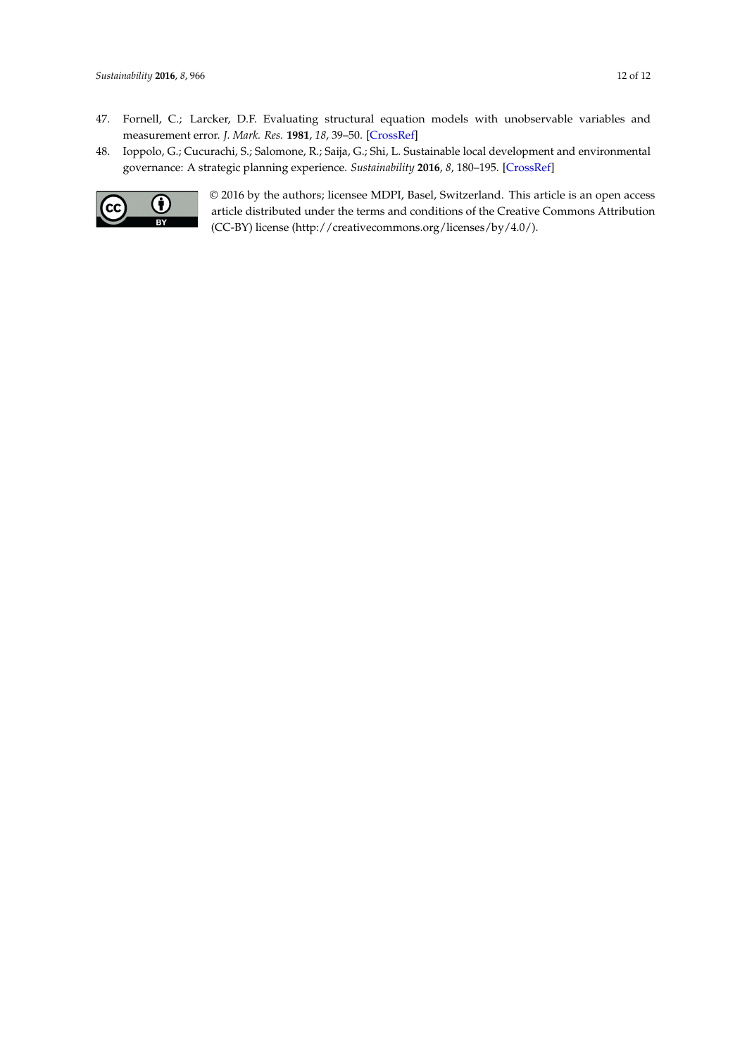47. Fornell, C.; Larcker, D.F. Evaluating structural equation models with unobservable variables and measurement error. *J. Mark. Res.* **1981**, *18*, 39–50. [CrossRef]
48. Ioppolo, G.; Cucurachi, S.; Salomone, R.; Saija, G.; Shi, L. Sustainable local development and environmental governance: A strategic planning experience. *Sustainability* **2016**, *8*, 180–195. [CrossRef]

© 2016 by the authors; licensee MDPI, Basel, Switzerland. This article is an open access article distributed under the terms and conditions of the Creative Commons Attribution (CC-BY) license (http://creativecommons.org/licenses/by/4.0/).